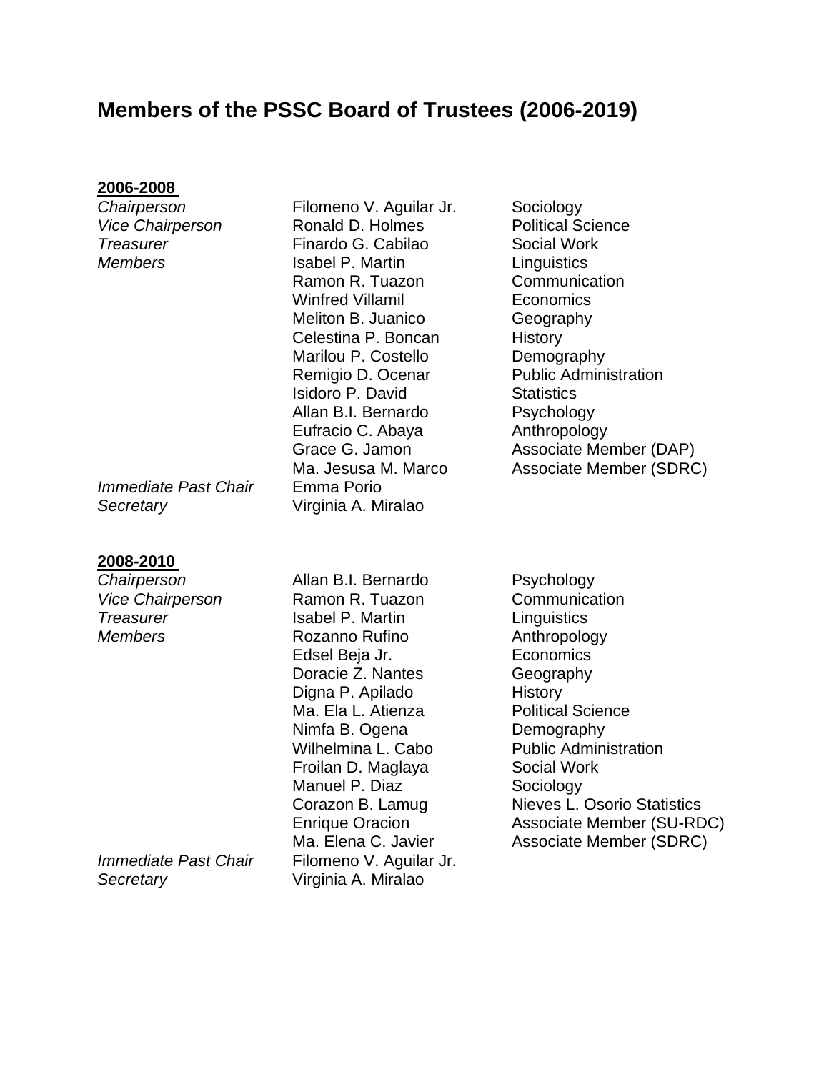# Members of the PSSC Board of Trustees (2006-2019)

**2006-2008**

| | | |
|---|---|---|
| *Chairperson* | Filomeno V. Aguilar Jr. | Sociology |
| *Vice Chairperson* | Ronald D. Holmes | Political Science |
| *Treasurer* | Finardo G. Cabilao | Social Work |
| *Members* | Isabel P. Martin | Linguistics |
| | Ramon R. Tuazon | Communication |
| | Winfred Villamil | Economics |
| | Meliton B. Juanico | Geography |
| | Celestina P. Boncan | History |
| | Marilou P. Costello | Demography |
| | Remigio D. Ocenar | Public Administration |
| | Isidoro P. David | Statistics |
| | Allan B.I. Bernardo | Psychology |
| | Eufracio C. Abaya | Anthropology |
| | Grace G. Jamon | Associate Member (DAP) |
| | Ma. Jesusa M. Marco | Associate Member (SDRC) |
| *Immediate Past Chair* | Emma Porio | |
| *Secretary* | Virginia A. Miralao | |

**2008-2010**

| | | |
|---|---|---|
| *Chairperson* | Allan B.I. Bernardo | Psychology |
| *Vice Chairperson* | Ramon R. Tuazon | Communication |
| *Treasurer* | Isabel P. Martin | Linguistics |
| *Members* | Rozanno Rufino | Anthropology |
| | Edsel Beja Jr. | Economics |
| | Doracie Z. Nantes | Geography |
| | Digna P. Apilado | History |
| | Ma. Ela L. Atienza | Political Science |
| | Nimfa B. Ogena | Demography |
| | Wilhelmina L. Cabo | Public Administration |
| | Froilan D. Maglaya | Social Work |
| | Manuel P. Diaz | Sociology |
| | Corazon B. Lamug | Nieves L. Osorio Statistics |
| | Enrique Oracion | Associate Member (SU-RDC) |
| | Ma. Elena C. Javier | Associate Member (SDRC) |
| *Immediate Past Chair* | Filomeno V. Aguilar Jr. | |
| *Secretary* | Virginia A. Miralao | |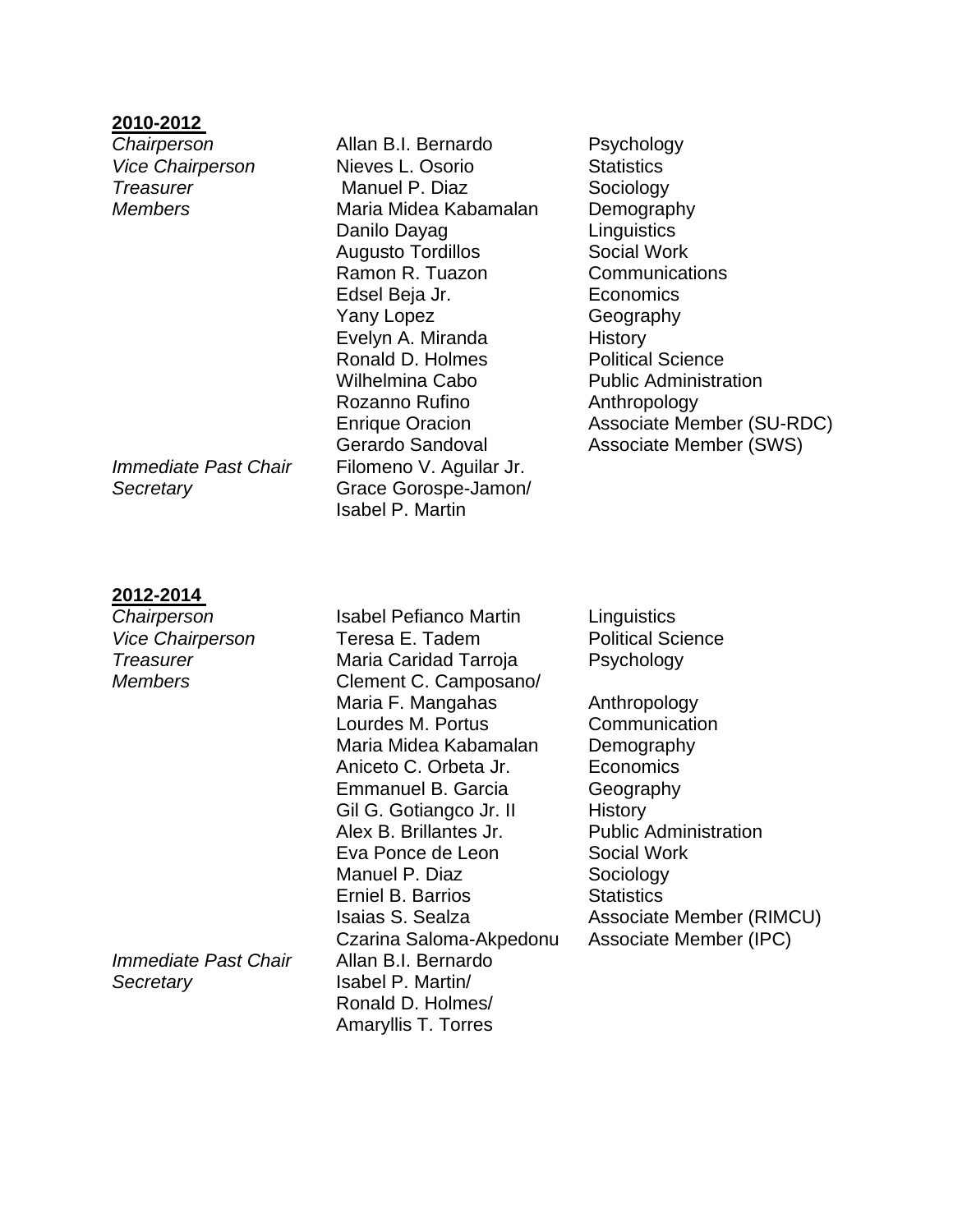**2010-2012**

| | | |
|---|---|---|
| *Chairperson* | Allan B.I. Bernardo | Psychology |
| *Vice Chairperson* | Nieves L. Osorio | Statistics |
| *Treasurer* | Manuel P. Diaz | Sociology |
| *Members* | Maria Midea Kabamalan | Demography |
| | Danilo Dayag | Linguistics |
| | Augusto Tordillos | Social Work |
| | Ramon R. Tuazon | Communications |
| | Edsel Beja Jr. | Economics |
| | Yany Lopez | Geography |
| | Evelyn A. Miranda | History |
| | Ronald D. Holmes | Political Science |
| | Wilhelmina Cabo | Public Administration |
| | Rozanno Rufino | Anthropology |
| | Enrique Oracion | Associate Member (SU-RDC) |
| | Gerardo Sandoval | Associate Member (SWS) |
| *Immediate Past Chair* | Filomeno V. Aguilar Jr. | |
| *Secretary* | Grace Gorospe-Jamon/ Isabel P. Martin | |

**2012-2014**

| | | |
|---|---|---|
| *Chairperson* | Isabel Pefianco Martin | Linguistics |
| *Vice Chairperson* | Teresa E. Tadem | Political Science |
| *Treasurer* | Maria Caridad Tarroja | Psychology |
| *Members* | Clement C. Camposano/ Maria F. Mangahas | Anthropology |
| | Lourdes M. Portus | Communication |
| | Maria Midea Kabamalan | Demography |
| | Aniceto C. Orbeta Jr. | Economics |
| | Emmanuel B. Garcia | Geography |
| | Gil G. Gotiangco Jr. II | History |
| | Alex B. Brillantes Jr. | Public Administration |
| | Eva Ponce de Leon | Social Work |
| | Manuel P. Diaz | Sociology |
| | Erniel B. Barrios | Statistics |
| | Isaias S. Sealza | Associate Member (RIMCU) |
| | Czarina Saloma-Akpedonu | Associate Member (IPC) |
| *Immediate Past Chair* | Allan B.I. Bernardo | |
| *Secretary* | Isabel P. Martin/ Ronald D. Holmes/ Amaryllis T. Torres | |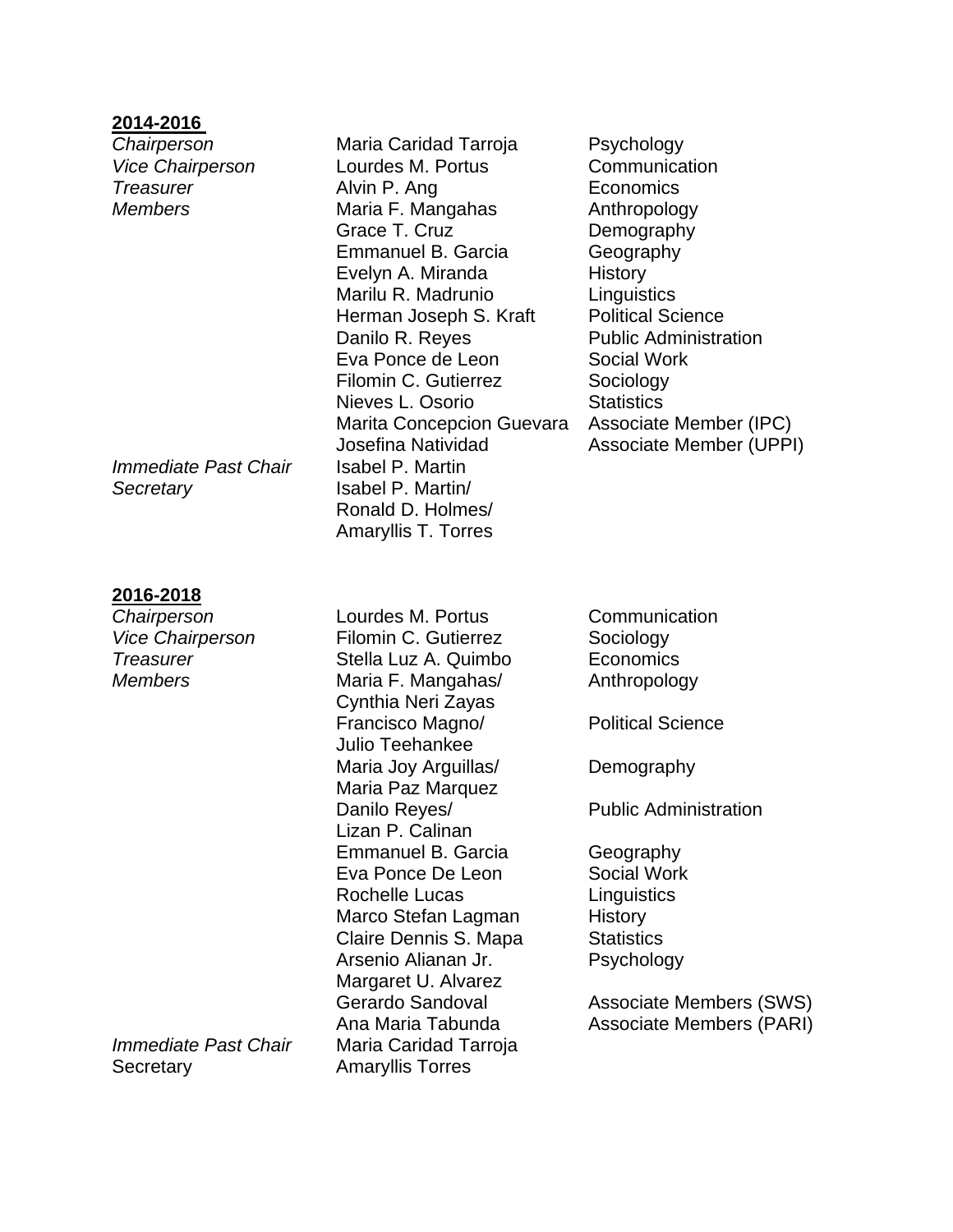**2014-2016**

| | | |
|---|---|---|
| *Chairperson* | Maria Caridad Tarroja | Psychology |
| *Vice Chairperson* | Lourdes M. Portus | Communication |
| *Treasurer* | Alvin P. Ang | Economics |
| *Members* | Maria F. Mangahas | Anthropology |
| | Grace T. Cruz | Demography |
| | Emmanuel B. Garcia | Geography |
| | Evelyn A. Miranda | History |
| | Marilu R. Madrunio | Linguistics |
| | Herman Joseph S. Kraft | Political Science |
| | Danilo R. Reyes | Public Administration |
| | Eva Ponce de Leon | Social Work |
| | Filomin C. Gutierrez | Sociology |
| | Nieves L. Osorio | Statistics |
| | Marita Concepcion Guevara | Associate Member (IPC) |
| | Josefina Natividad | Associate Member (UPPI) |
| *Immediate Past Chair* | Isabel P. Martin | |
| *Secretary* | Isabel P. Martin/ Ronald D. Holmes/ Amaryllis T. Torres | |

**2016-2018**

| | | |
|---|---|---|
| *Chairperson* | Lourdes M. Portus | Communication |
| *Vice Chairperson* | Filomin C. Gutierrez | Sociology |
| *Treasurer* | Stella Luz A. Quimbo | Economics |
| *Members* | Maria F. Mangahas/ Cynthia Neri Zayas | Anthropology |
| | Francisco Magno/ Julio Teehankee | Political Science |
| | Maria Joy Arguillas/ Maria Paz Marquez | Demography |
| | Danilo Reyes/ Lizan P. Calinan | Public Administration |
| | Emmanuel B. Garcia | Geography |
| | Eva Ponce De Leon | Social Work |
| | Rochelle Lucas | Linguistics |
| | Marco Stefan Lagman | History |
| | Claire Dennis S. Mapa | Statistics |
| | Arsenio Alianan Jr. | Psychology |
| | Margaret U. Alvarez | |
| | Gerardo Sandoval | Associate Members (SWS) |
| | Ana Maria Tabunda | Associate Members (PARI) |
| *Immediate Past Chair* | Maria Caridad Tarroja | |
| Secretary | Amaryllis Torres | |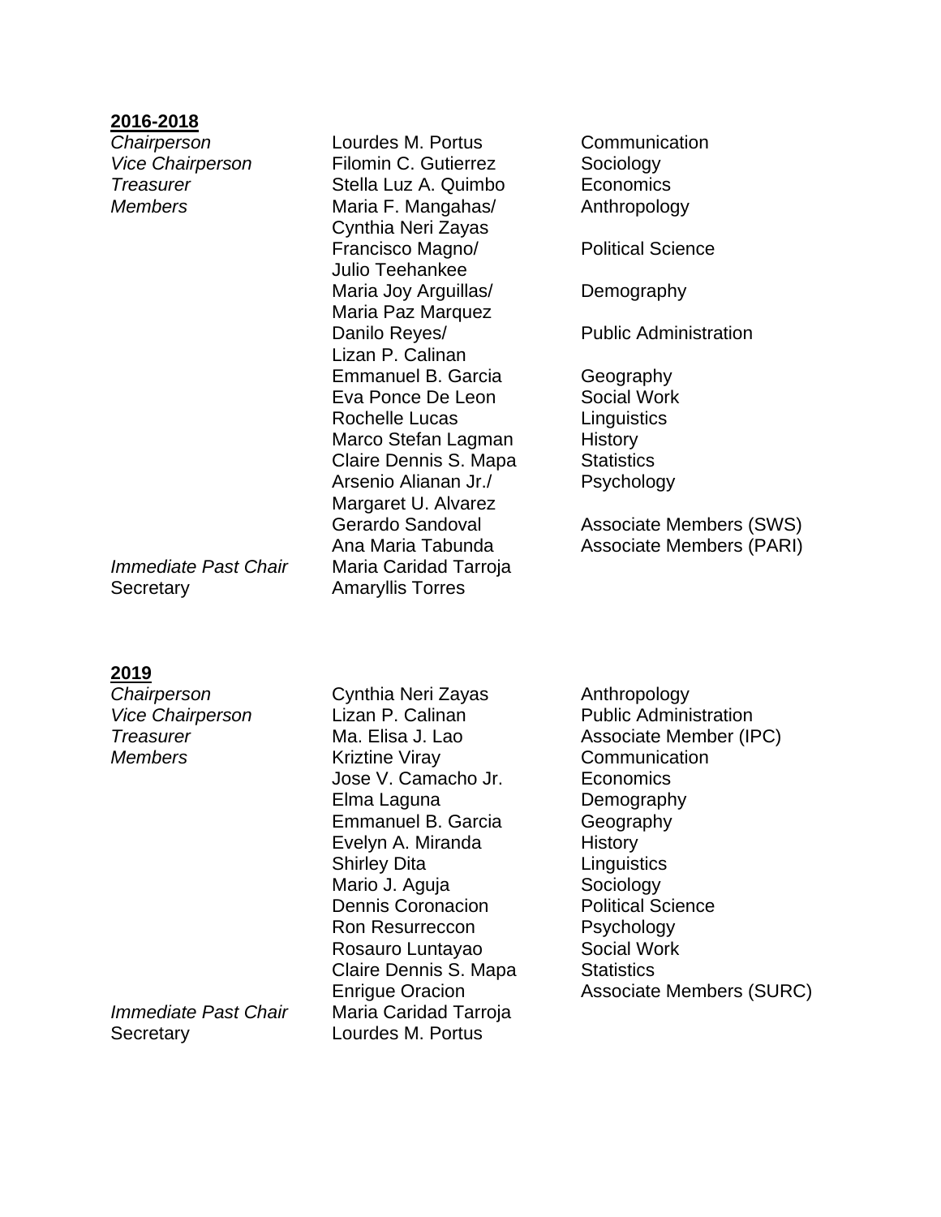**2016-2018**

| | | |
|---|---|---|
| *Chairperson* | Lourdes M. Portus | Communication |
| *Vice Chairperson* | Filomin C. Gutierrez | Sociology |
| *Treasurer* | Stella Luz A. Quimbo | Economics |
| *Members* | Maria F. Mangahas/ Cynthia Neri Zayas | Anthropology |
| | Francisco Magno/ Julio Teehankee | Political Science |
| | Maria Joy Arguillas/ Maria Paz Marquez | Demography |
| | Danilo Reyes/ Lizan P. Calinan | Public Administration |
| | Emmanuel B. Garcia | Geography |
| | Eva Ponce De Leon | Social Work |
| | Rochelle Lucas | Linguistics |
| | Marco Stefan Lagman | History |
| | Claire Dennis S. Mapa | Statistics |
| | Arsenio Alianan Jr./ Margaret U. Alvarez | Psychology |
| | Gerardo Sandoval | Associate Members (SWS) |
| | Ana Maria Tabunda | Associate Members (PARI) |
| *Immediate Past Chair* | Maria Caridad Tarroja | |
| Secretary | Amaryllis Torres | |

**2019**

| | | |
|---|---|---|
| *Chairperson* | Cynthia Neri Zayas | Anthropology |
| *Vice Chairperson* | Lizan P. Calinan | Public Administration |
| *Treasurer* | Ma. Elisa J. Lao | Associate Member (IPC) |
| *Members* | Kriztine Viray | Communication |
| | Jose V. Camacho Jr. | Economics |
| | Elma Laguna | Demography |
| | Emmanuel B. Garcia | Geography |
| | Evelyn A. Miranda | History |
| | Shirley Dita | Linguistics |
| | Mario J. Aguja | Sociology |
| | Dennis Coronacion | Political Science |
| | Ron Resurreccon | Psychology |
| | Rosauro Luntayao | Social Work |
| | Claire Dennis S. Mapa | Statistics |
| | Enrigue Oracion | Associate Members (SURC) |
| *Immediate Past Chair* | Maria Caridad Tarroja | |
| Secretary | Lourdes M. Portus | |